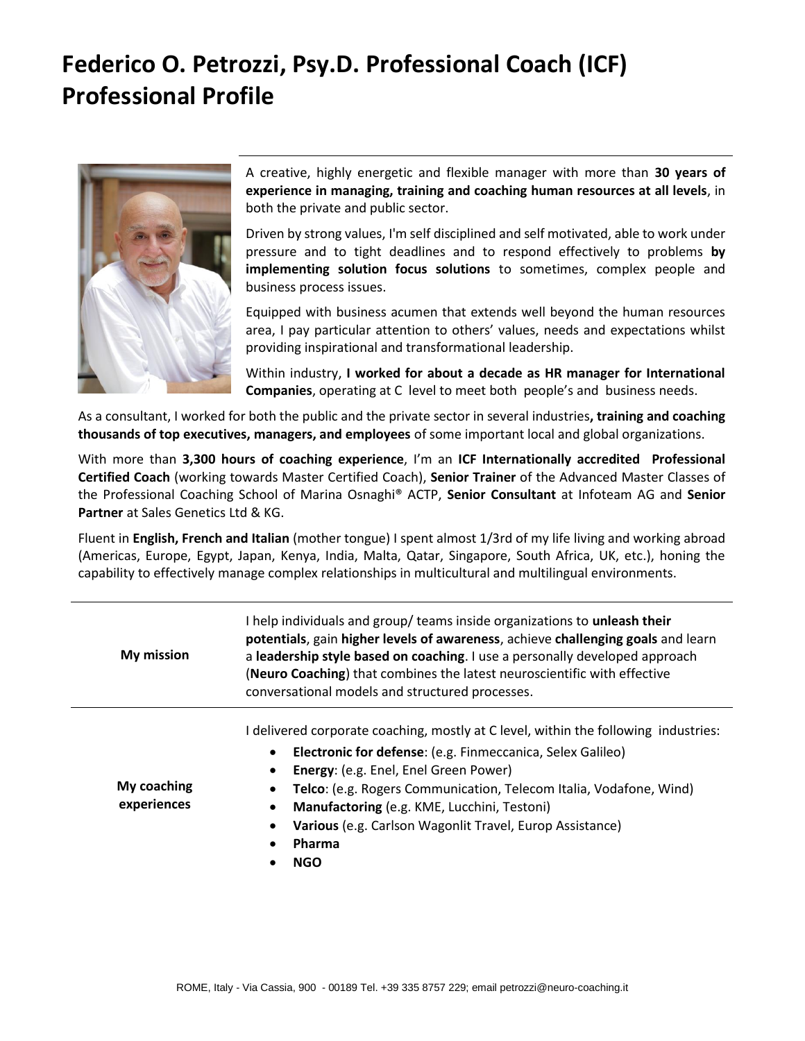# Federico O. Petrozzi, Psy.D. Professional Coach (ICF) Professional Profile

A creative, highly energetic and flexible manager with more than **30 years of experience in managing, training and coaching human resources at all levels**, in both the private and public sector.

Driven by strong values, I'm self disciplined and self motivated, able to work under pressure and to tight deadlines and to respond effectively to problems **by implementing solution focus solutions** to sometimes, complex people and business process issues.

Equipped with business acumen that extends well beyond the human resources area, I pay particular attention to others' values, needs and expectations whilst providing inspirational and transformational leadership.

Within industry, **I worked for about a decade as HR manager for International Companies**, operating at C level to meet both people's and business needs.

As a consultant, I worked for both the public and the private sector in several industries**, training and coaching thousands of top executives, managers, and employees** of some important local and global organizations.

With more than **3,300 hours of coaching experience**, I'm an **ICF Internationally accredited Professional Certified Coach** (working towards Master Certified Coach), **Senior Trainer** of the Advanced Master Classes of the Professional Coaching School of Marina Osnaghi® ACTP, **Senior Consultant** at Infoteam AG and **Senior Partner** at Sales Genetics Ltd & KG.

Fluent in **English, French and Italian** (mother tongue) I spent almost 1/3rd of my life living and working abroad (Americas, Europe, Egypt, Japan, Kenya, India, Malta, Qatar, Singapore, South Africa, UK, etc.), honing the capability to effectively manage complex relationships in multicultural and multilingual environments.

| | |
|---|---|
| **My mission** | I help individuals and group/ teams inside organizations to **unleash their potentials**, gain **higher levels of awareness**, achieve **challenging goals** and learn a **leadership style based on coaching**. I use a personally developed approach (**Neuro Coaching**) that combines the latest neuroscientific with effective conversational models and structured processes. |
| **My coaching experiences** | I delivered corporate coaching, mostly at C level, within the following industries:<br>• **Electronic for defense**: (e.g. Finmeccanica, Selex Galileo)<br>• **Energy**: (e.g. Enel, Enel Green Power)<br>• **Telco**: (e.g. Rogers Communication, Telecom Italia, Vodafone, Wind)<br>• **Manufactoring** (e.g. KME, Lucchini, Testoni)<br>• **Various** (e.g. Carlson Wagonlit Travel, Europ Assistance)<br>• **Pharma**<br>• **NGO** |

ROME, Italy - Via Cassia, 900 - 00189 Tel. +39 335 8757 229; email petrozzi@neuro-coaching.it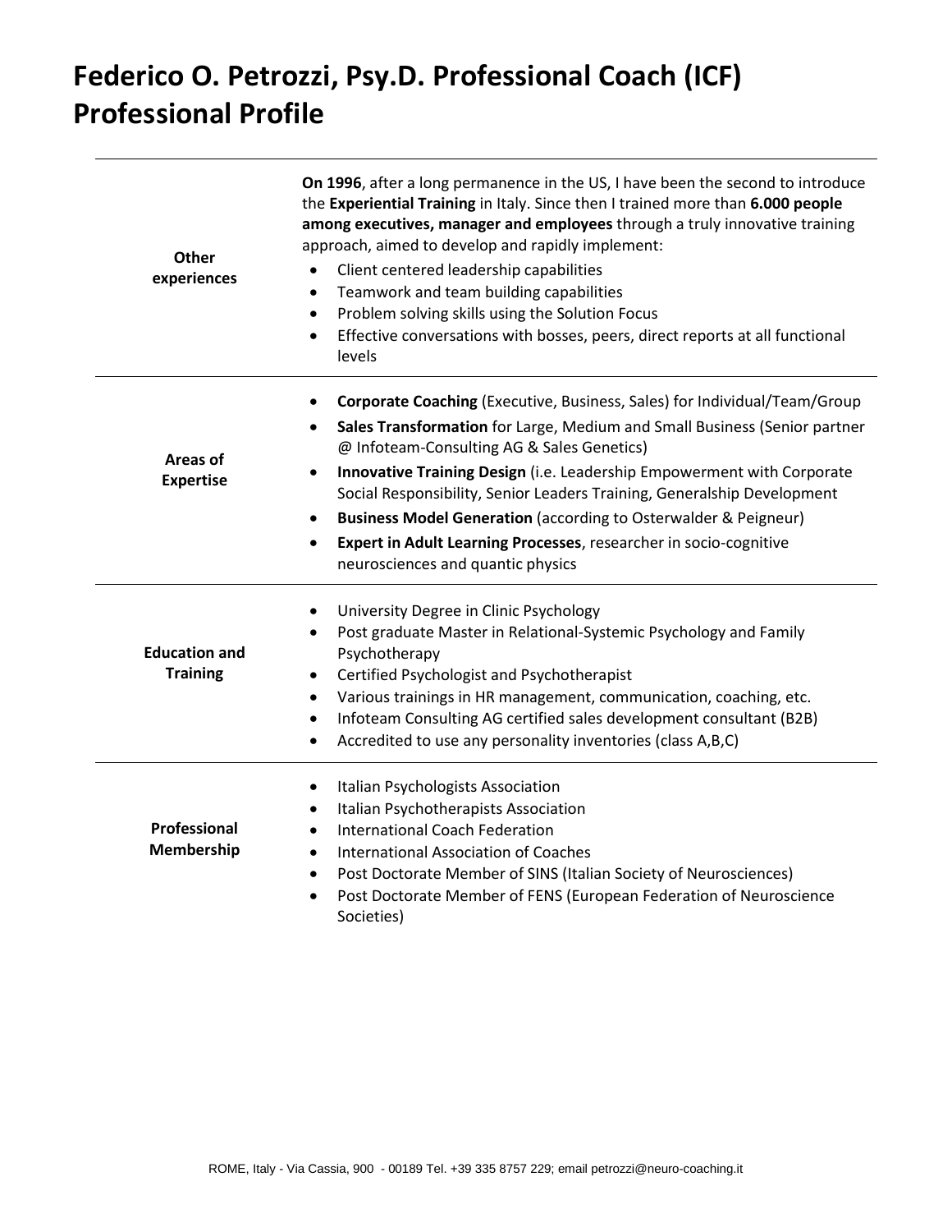# Federico O. Petrozzi, Psy.D. Professional Coach (ICF) Professional Profile

### Other experiences

**On 1996**, after a long permanence in the US, I have been the second to introduce the **Experiential Training** in Italy. Since then I trained more than **6.000 people among executives, manager and employees** through a truly innovative training approach, aimed to develop and rapidly implement:

- Client centered leadership capabilities
- Teamwork and team building capabilities
- Problem solving skills using the Solution Focus
- Effective conversations with bosses, peers, direct reports at all functional levels

### Areas of Expertise

- **Corporate Coaching** (Executive, Business, Sales) for Individual/Team/Group
- **Sales Transformation** for Large, Medium and Small Business (Senior partner @ Infoteam-Consulting AG & Sales Genetics)
- **Innovative Training Design** (i.e. Leadership Empowerment with Corporate Social Responsibility, Senior Leaders Training, Generalship Development
- **Business Model Generation** (according to Osterwalder & Peigneur)
- **Expert in Adult Learning Processes**, researcher in socio-cognitive neurosciences and quantic physics

### Education and Training

- University Degree in Clinic Psychology
- Post graduate Master in Relational-Systemic Psychology and Family Psychotherapy
- Certified Psychologist and Psychotherapist
- Various trainings in HR management, communication, coaching, etc.
- Infoteam Consulting AG certified sales development consultant (B2B)
- Accredited to use any personality inventories (class A,B,C)

### Professional Membership

- Italian Psychologists Association
- Italian Psychotherapists Association
- International Coach Federation
- International Association of Coaches
- Post Doctorate Member of SINS (Italian Society of Neurosciences)
- Post Doctorate Member of FENS (European Federation of Neuroscience Societies)

ROME, Italy - Via Cassia, 900 - 00189 Tel. +39 335 8757 229; email petrozzi@neuro-coaching.it